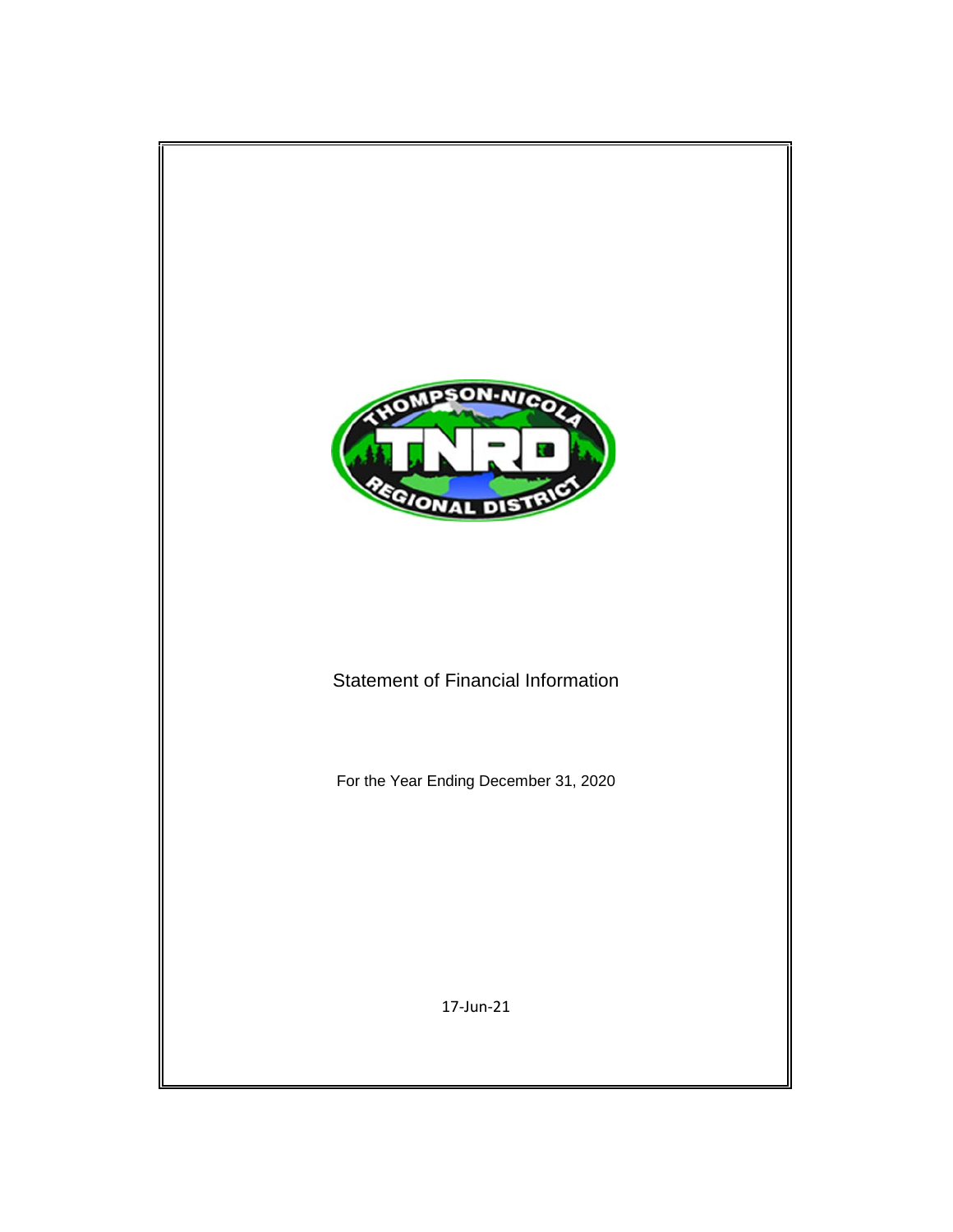THOMPSON-NICOLA

TNRD

REGIONAL DISTRICT

# Statement of Financial Information

For the Year Ending December 31, 2020

17-Jun-21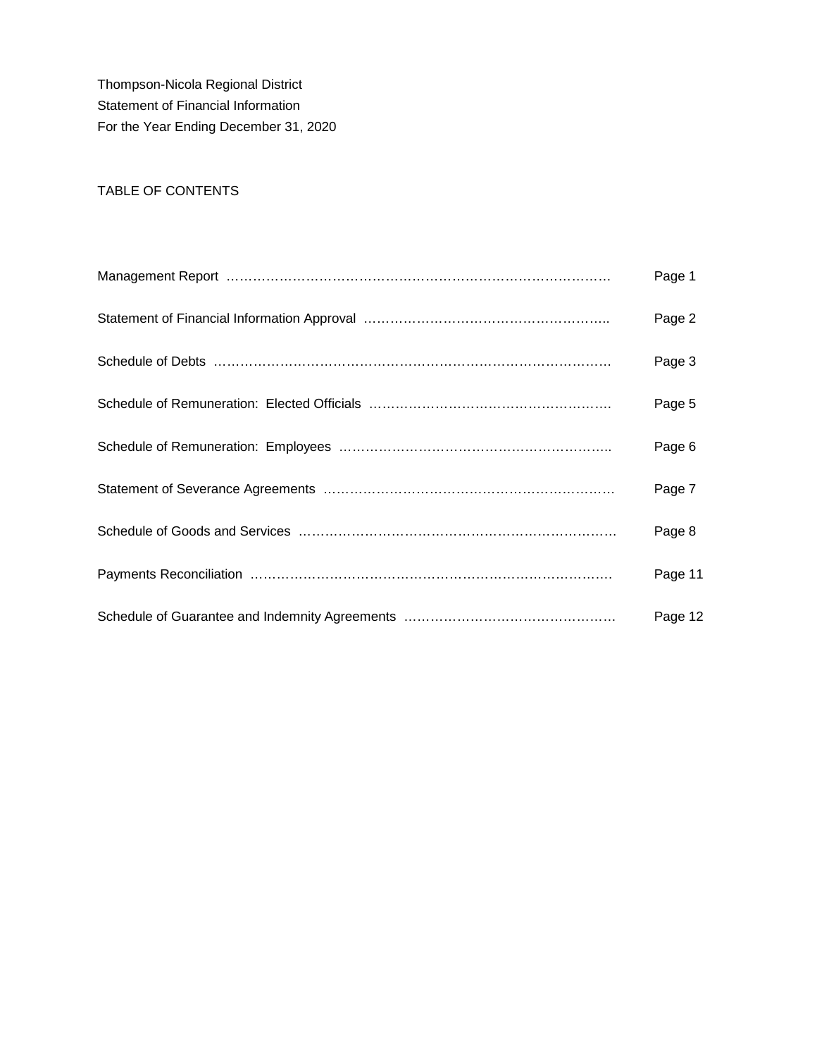Thompson-Nicola Regional District
Statement of Financial Information
For the Year Ending December 31, 2020

TABLE OF CONTENTS

| | |
|---|---|
| Management Report ……………………………………………………………………………… | Page 1 |
| Statement of Financial Information Approval ……………………………………………….. | Page 2 |
| Schedule of Debts ………………………………………………………………………………. | Page 3 |
| Schedule of Remuneration: Elected Officials ……………………………………………. | Page 5 |
| Schedule of Remuneration: Employees ……………………………………………………….. | Page 6 |
| Statement of Severance Agreements …………………………………………………………. | Page 7 |
| Schedule of Goods and Services ………………………………………………………………. | Page 8 |
| Payments Reconciliation ………………………………………………………………………. | Page 11 |
| Schedule of Guarantee and Indemnity Agreements …………………………………………. | Page 12 |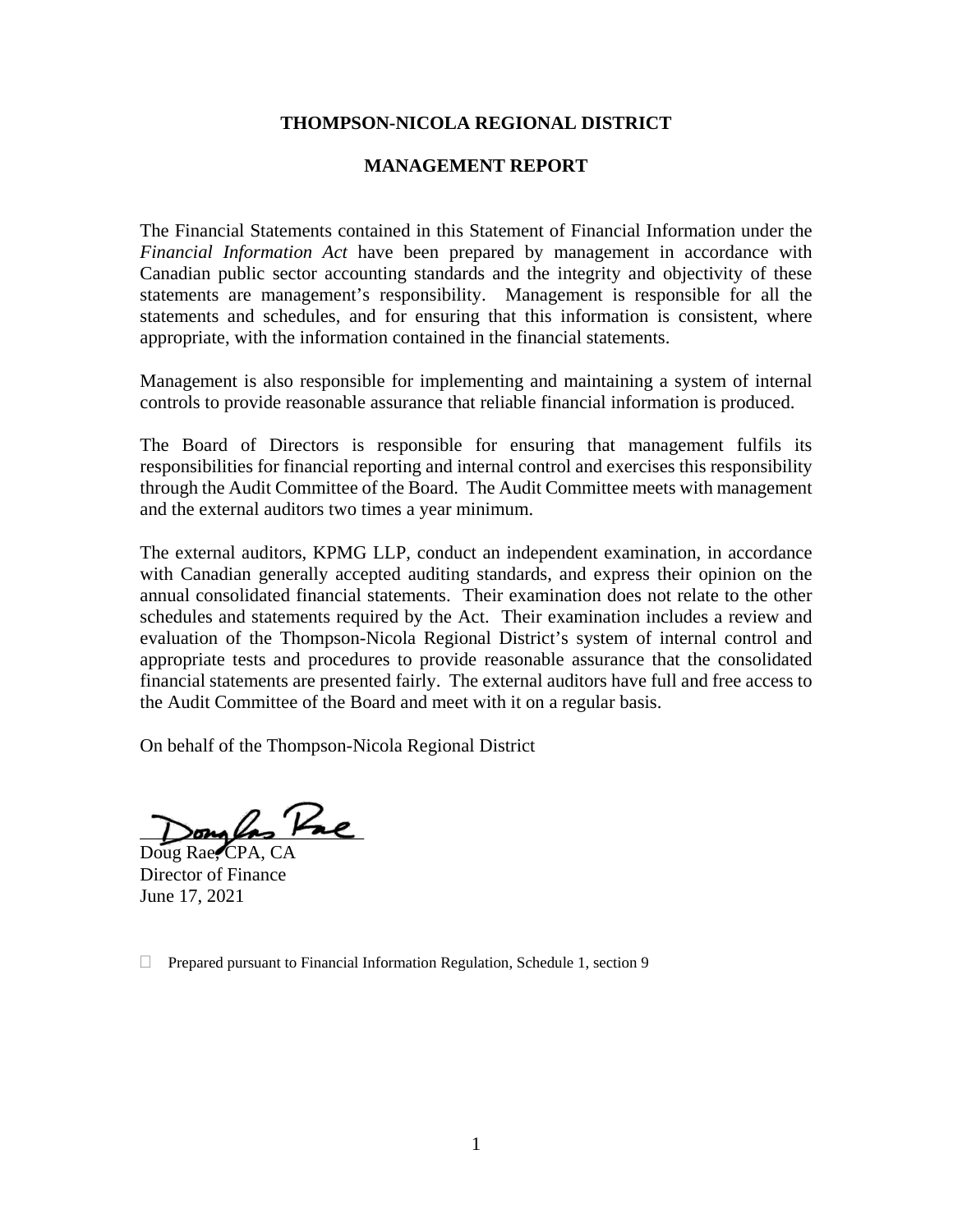# THOMPSON-NICOLA REGIONAL DISTRICT

## MANAGEMENT REPORT

The Financial Statements contained in this Statement of Financial Information under the *Financial Information Act* have been prepared by management in accordance with Canadian public sector accounting standards and the integrity and objectivity of these statements are management's responsibility. Management is responsible for all the statements and schedules, and for ensuring that this information is consistent, where appropriate, with the information contained in the financial statements.

Management is also responsible for implementing and maintaining a system of internal controls to provide reasonable assurance that reliable financial information is produced.

The Board of Directors is responsible for ensuring that management fulfils its responsibilities for financial reporting and internal control and exercises this responsibility through the Audit Committee of the Board. The Audit Committee meets with management and the external auditors two times a year minimum.

The external auditors, KPMG LLP, conduct an independent examination, in accordance with Canadian generally accepted auditing standards, and express their opinion on the annual consolidated financial statements. Their examination does not relate to the other schedules and statements required by the Act. Their examination includes a review and evaluation of the Thompson-Nicola Regional District's system of internal control and appropriate tests and procedures to provide reasonable assurance that the consolidated financial statements are presented fairly. The external auditors have full and free access to the Audit Committee of the Board and meet with it on a regular basis.

On behalf of the Thompson-Nicola Regional District

Doug Rae, CPA, CA
Director of Finance
June 17, 2021

Prepared pursuant to Financial Information Regulation, Schedule 1, section 9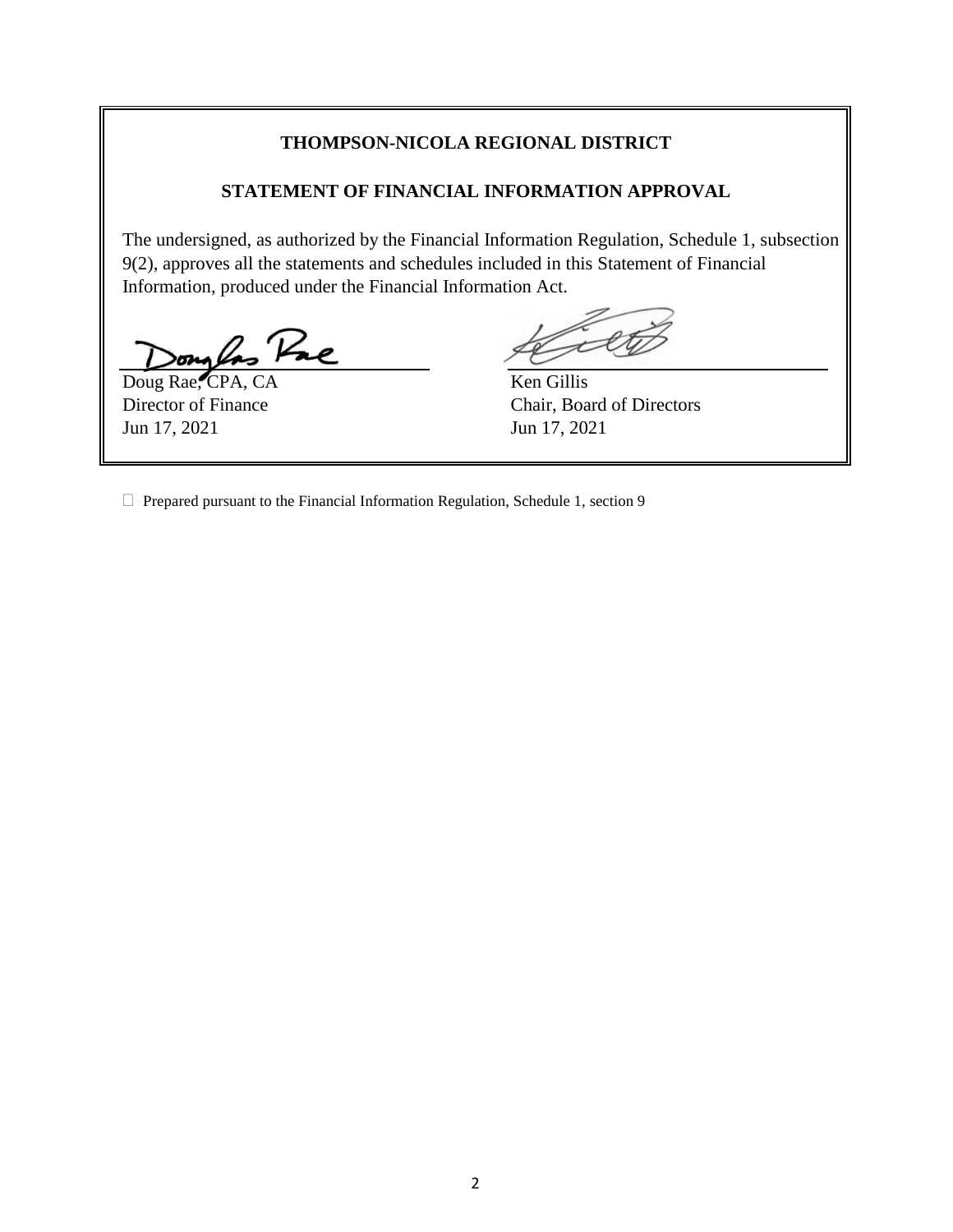**THOMPSON-NICOLA REGIONAL DISTRICT**

**STATEMENT OF FINANCIAL INFORMATION APPROVAL**

The undersigned, as authorized by the Financial Information Regulation, Schedule 1, subsection 9(2), approves all the statements and schedules included in this Statement of Financial Information, produced under the Financial Information Act.

| | |
|---|---|
| Doug Rae, CPA, CA | Ken Gillis |
| Director of Finance | Chair, Board of Directors |
| Jun 17, 2021 | Jun 17, 2021 |

☐ Prepared pursuant to the Financial Information Regulation, Schedule 1, section 9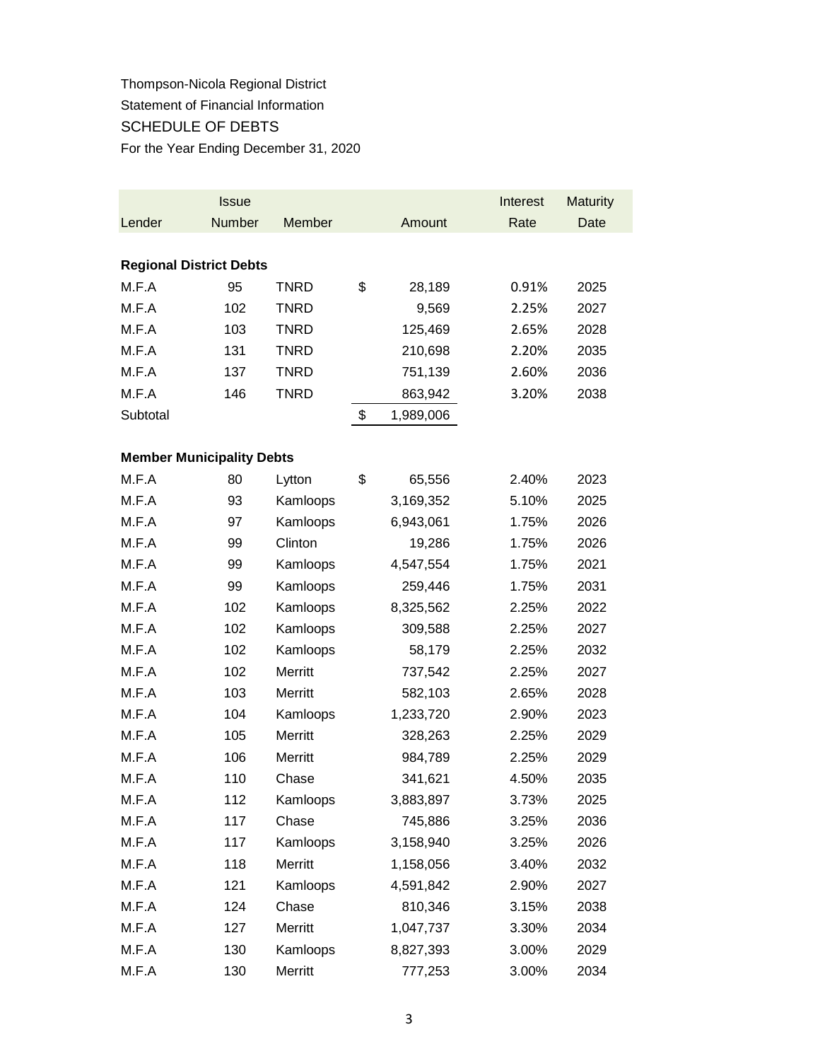Thompson-Nicola Regional District

Statement of Financial Information

SCHEDULE OF DEBTS

For the Year Ending December 31, 2020

| Lender | Issue Number | Member | | Amount | Interest Rate | Maturity Date |
|---|---|---|---|---|---|---|
| **Regional District Debts** | | | | | | |
| M.F.A | 95 | TNRD | $ | 28,189 | 0.91% | 2025 |
| M.F.A | 102 | TNRD | | 9,569 | 2.25% | 2027 |
| M.F.A | 103 | TNRD | | 125,469 | 2.65% | 2028 |
| M.F.A | 131 | TNRD | | 210,698 | 2.20% | 2035 |
| M.F.A | 137 | TNRD | | 751,139 | 2.60% | 2036 |
| M.F.A | 146 | TNRD | | 863,942 | 3.20% | 2038 |
| Subtotal | | | $ | 1,989,006 | | |
| **Member Municipality Debts** | | | | | | |
| M.F.A | 80 | Lytton | $ | 65,556 | 2.40% | 2023 |
| M.F.A | 93 | Kamloops | | 3,169,352 | 5.10% | 2025 |
| M.F.A | 97 | Kamloops | | 6,943,061 | 1.75% | 2026 |
| M.F.A | 99 | Clinton | | 19,286 | 1.75% | 2026 |
| M.F.A | 99 | Kamloops | | 4,547,554 | 1.75% | 2021 |
| M.F.A | 99 | Kamloops | | 259,446 | 1.75% | 2031 |
| M.F.A | 102 | Kamloops | | 8,325,562 | 2.25% | 2022 |
| M.F.A | 102 | Kamloops | | 309,588 | 2.25% | 2027 |
| M.F.A | 102 | Kamloops | | 58,179 | 2.25% | 2032 |
| M.F.A | 102 | Merritt | | 737,542 | 2.25% | 2027 |
| M.F.A | 103 | Merritt | | 582,103 | 2.65% | 2028 |
| M.F.A | 104 | Kamloops | | 1,233,720 | 2.90% | 2023 |
| M.F.A | 105 | Merritt | | 328,263 | 2.25% | 2029 |
| M.F.A | 106 | Merritt | | 984,789 | 2.25% | 2029 |
| M.F.A | 110 | Chase | | 341,621 | 4.50% | 2035 |
| M.F.A | 112 | Kamloops | | 3,883,897 | 3.73% | 2025 |
| M.F.A | 117 | Chase | | 745,886 | 3.25% | 2036 |
| M.F.A | 117 | Kamloops | | 3,158,940 | 3.25% | 2026 |
| M.F.A | 118 | Merritt | | 1,158,056 | 3.40% | 2032 |
| M.F.A | 121 | Kamloops | | 4,591,842 | 2.90% | 2027 |
| M.F.A | 124 | Chase | | 810,346 | 3.15% | 2038 |
| M.F.A | 127 | Merritt | | 1,047,737 | 3.30% | 2034 |
| M.F.A | 130 | Kamloops | | 8,827,393 | 3.00% | 2029 |
| M.F.A | 130 | Merritt | | 777,253 | 3.00% | 2034 |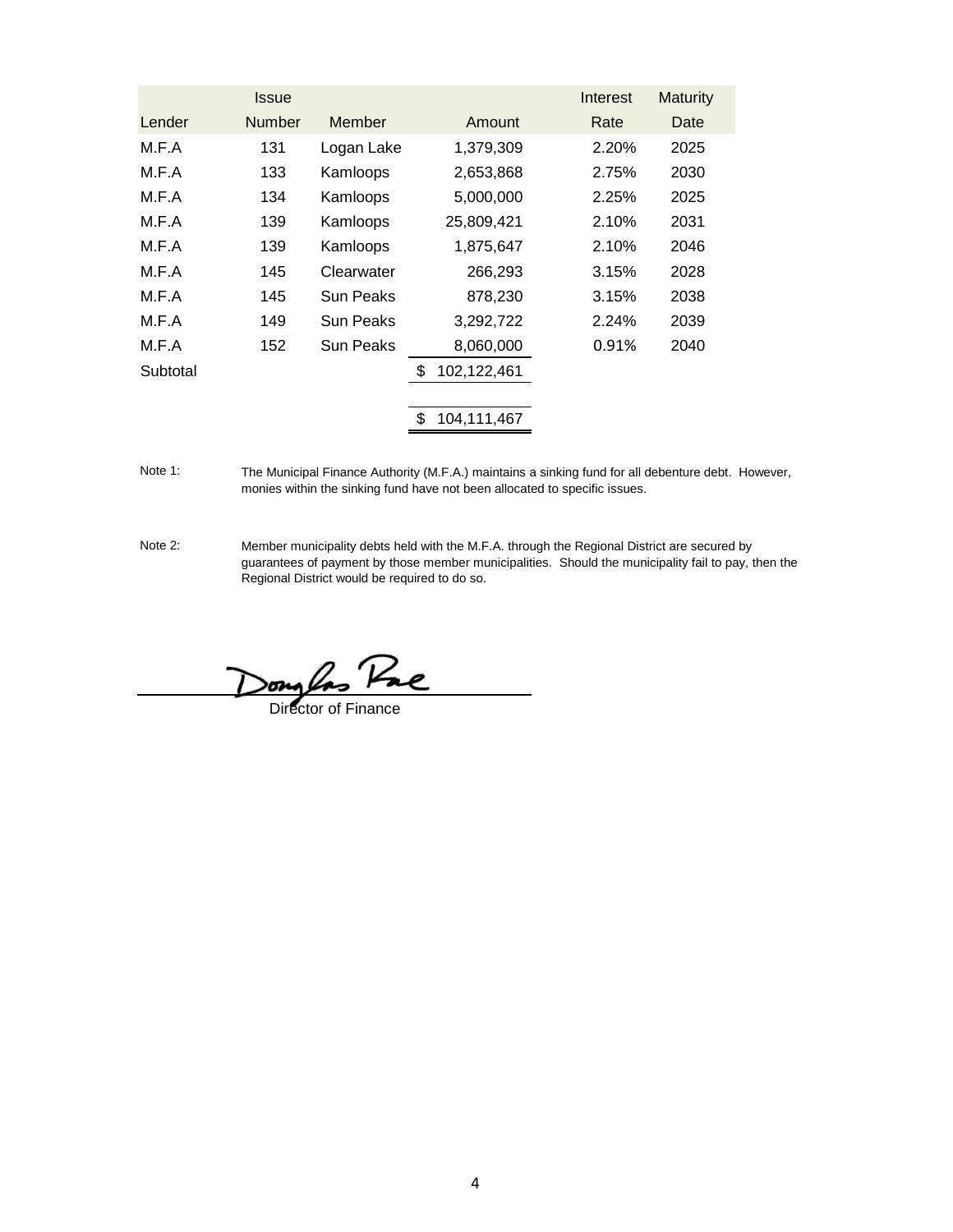| Lender | Issue Number | Member | Amount | Interest Rate | Maturity Date |
|---|---|---|---|---|---|
| M.F.A | 131 | Logan Lake | 1,379,309 | 2.20% | 2025 |
| M.F.A | 133 | Kamloops | 2,653,868 | 2.75% | 2030 |
| M.F.A | 134 | Kamloops | 5,000,000 | 2.25% | 2025 |
| M.F.A | 139 | Kamloops | 25,809,421 | 2.10% | 2031 |
| M.F.A | 139 | Kamloops | 1,875,647 | 2.10% | 2046 |
| M.F.A | 145 | Clearwater | 266,293 | 3.15% | 2028 |
| M.F.A | 145 | Sun Peaks | 878,230 | 3.15% | 2038 |
| M.F.A | 149 | Sun Peaks | 3,292,722 | 2.24% | 2039 |
| M.F.A | 152 | Sun Peaks | 8,060,000 | 0.91% | 2040 |
| Subtotal | | | $ 102,122,461 | | |
| | | | | | |
| | | | $ 104,111,467 | | |

Note 1: The Municipal Finance Authority (M.F.A.) maintains a sinking fund for all debenture debt. However, monies within the sinking fund have not been allocated to specific issues.

Note 2: Member municipality debts held with the M.F.A. through the Regional District are secured by guarantees of payment by those member municipalities. Should the municipality fail to pay, then the Regional District would be required to do so.

Douglas Rae

Director of Finance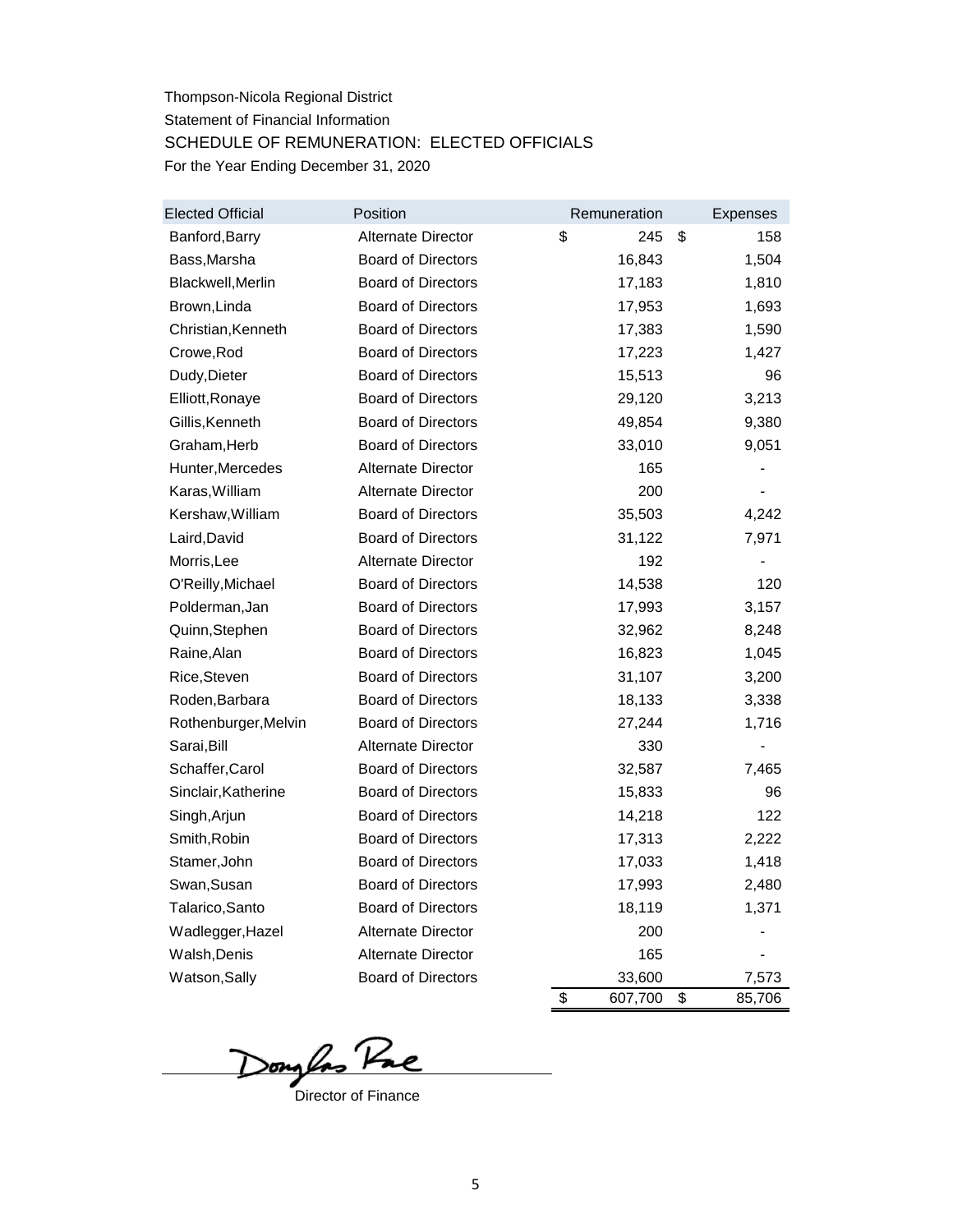Thompson-Nicola Regional District

Statement of Financial Information

SCHEDULE OF REMUNERATION: ELECTED OFFICIALS

For the Year Ending December 31, 2020

| Elected Official | Position | Remuneration | Expenses |
|---|---|---|---|
| Banford,Barry | Alternate Director | $ 245 | $ 158 |
| Bass,Marsha | Board of Directors | 16,843 | 1,504 |
| Blackwell,Merlin | Board of Directors | 17,183 | 1,810 |
| Brown,Linda | Board of Directors | 17,953 | 1,693 |
| Christian,Kenneth | Board of Directors | 17,383 | 1,590 |
| Crowe,Rod | Board of Directors | 17,223 | 1,427 |
| Dudy,Dieter | Board of Directors | 15,513 | 96 |
| Elliott,Ronaye | Board of Directors | 29,120 | 3,213 |
| Gillis,Kenneth | Board of Directors | 49,854 | 9,380 |
| Graham,Herb | Board of Directors | 33,010 | 9,051 |
| Hunter,Mercedes | Alternate Director | 165 | - |
| Karas,William | Alternate Director | 200 | - |
| Kershaw,William | Board of Directors | 35,503 | 4,242 |
| Laird,David | Board of Directors | 31,122 | 7,971 |
| Morris,Lee | Alternate Director | 192 | - |
| O'Reilly,Michael | Board of Directors | 14,538 | 120 |
| Polderman,Jan | Board of Directors | 17,993 | 3,157 |
| Quinn,Stephen | Board of Directors | 32,962 | 8,248 |
| Raine,Alan | Board of Directors | 16,823 | 1,045 |
| Rice,Steven | Board of Directors | 31,107 | 3,200 |
| Roden,Barbara | Board of Directors | 18,133 | 3,338 |
| Rothenburger,Melvin | Board of Directors | 27,244 | 1,716 |
| Sarai,Bill | Alternate Director | 330 | - |
| Schaffer,Carol | Board of Directors | 32,587 | 7,465 |
| Sinclair,Katherine | Board of Directors | 15,833 | 96 |
| Singh,Arjun | Board of Directors | 14,218 | 122 |
| Smith,Robin | Board of Directors | 17,313 | 2,222 |
| Stamer,John | Board of Directors | 17,033 | 1,418 |
| Swan,Susan | Board of Directors | 17,993 | 2,480 |
| Talarico,Santo | Board of Directors | 18,119 | 1,371 |
| Wadlegger,Hazel | Alternate Director | 200 | - |
| Walsh,Denis | Alternate Director | 165 | - |
| Watson,Sally | Board of Directors | 33,600 | 7,573 |
| | | $ 607,700 | $ 85,706 |

Douglas Rae

Director of Finance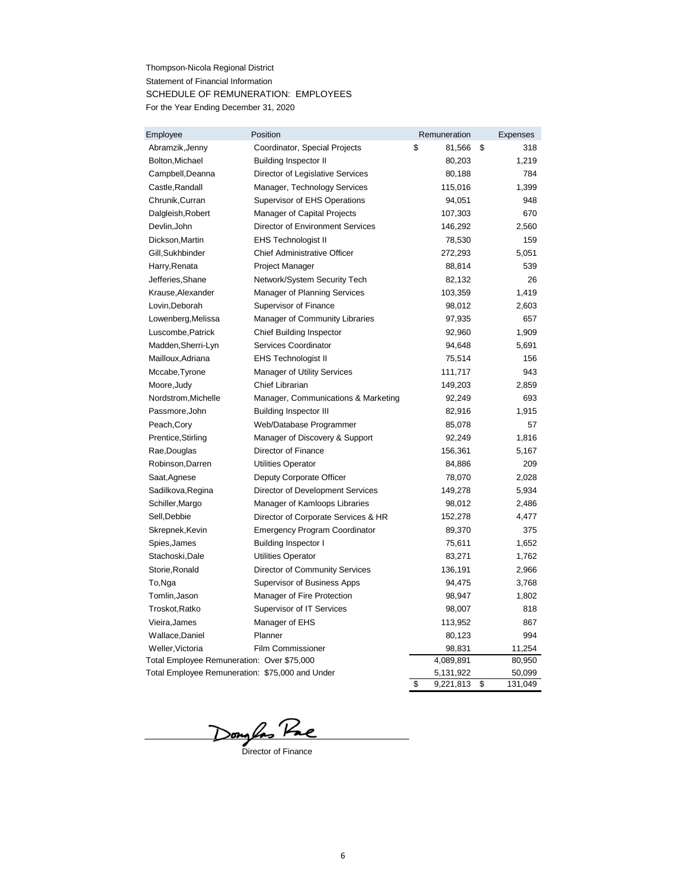Thompson-Nicola Regional District

Statement of Financial Information

SCHEDULE OF REMUNERATION: EMPLOYEES

For the Year Ending December 31, 2020

| Employee | Position | Remuneration | Expenses |
|---|---|---|---|
| Abramzik,Jenny | Coordinator, Special Projects | $ 81,566 | $ 318 |
| Bolton,Michael | Building Inspector II | 80,203 | 1,219 |
| Campbell,Deanna | Director of Legislative Services | 80,188 | 784 |
| Castle,Randall | Manager, Technology Services | 115,016 | 1,399 |
| Chrunik,Curran | Supervisor of EHS Operations | 94,051 | 948 |
| Dalgleish,Robert | Manager of Capital Projects | 107,303 | 670 |
| Devlin,John | Director of Environment Services | 146,292 | 2,560 |
| Dickson,Martin | EHS Technologist II | 78,530 | 159 |
| Gill,Sukhbinder | Chief Administrative Officer | 272,293 | 5,051 |
| Harry,Renata | Project Manager | 88,814 | 539 |
| Jefferies,Shane | Network/System Security Tech | 82,132 | 26 |
| Krause,Alexander | Manager of Planning Services | 103,359 | 1,419 |
| Lovin,Deborah | Supervisor of Finance | 98,012 | 2,603 |
| Lowenberg,Melissa | Manager of Community Libraries | 97,935 | 657 |
| Luscombe,Patrick | Chief Building Inspector | 92,960 | 1,909 |
| Madden,Sherri-Lyn | Services Coordinator | 94,648 | 5,691 |
| Mailloux,Adriana | EHS Technologist II | 75,514 | 156 |
| Mccabe,Tyrone | Manager of Utility Services | 111,717 | 943 |
| Moore,Judy | Chief Librarian | 149,203 | 2,859 |
| Nordstrom,Michelle | Manager, Communications & Marketing | 92,249 | 693 |
| Passmore,John | Building Inspector III | 82,916 | 1,915 |
| Peach,Cory | Web/Database Programmer | 85,078 | 57 |
| Prentice,Stirling | Manager of Discovery & Support | 92,249 | 1,816 |
| Rae,Douglas | Director of Finance | 156,361 | 5,167 |
| Robinson,Darren | Utilities Operator | 84,886 | 209 |
| Saat,Agnese | Deputy Corporate Officer | 78,070 | 2,028 |
| Sadilkova,Regina | Director of Development Services | 149,278 | 5,934 |
| Schiller,Margo | Manager of Kamloops Libraries | 98,012 | 2,486 |
| Sell,Debbie | Director of Corporate Services & HR | 152,278 | 4,477 |
| Skrepnek,Kevin | Emergency Program Coordinator | 89,370 | 375 |
| Spies,James | Building Inspector I | 75,611 | 1,652 |
| Stachoski,Dale | Utilities Operator | 83,271 | 1,762 |
| Storie,Ronald | Director of Community Services | 136,191 | 2,966 |
| To,Nga | Supervisor of Business Apps | 94,475 | 3,768 |
| Tomlin,Jason | Manager of Fire Protection | 98,947 | 1,802 |
| Troskot,Ratko | Supervisor of IT Services | 98,007 | 818 |
| Vieira,James | Manager of EHS | 113,952 | 867 |
| Wallace,Daniel | Planner | 80,123 | 994 |
| Weller,Victoria | Film Commissioner | 98,831 | 11,254 |
| Total Employee Remuneration: Over $75,000 | | 4,089,891 | 80,950 |
| Total Employee Remuneration: $75,000 and Under | | 5,131,922 | 50,099 |
| | | $ 9,221,813 | $ 131,049 |

Douglas Rae

Director of Finance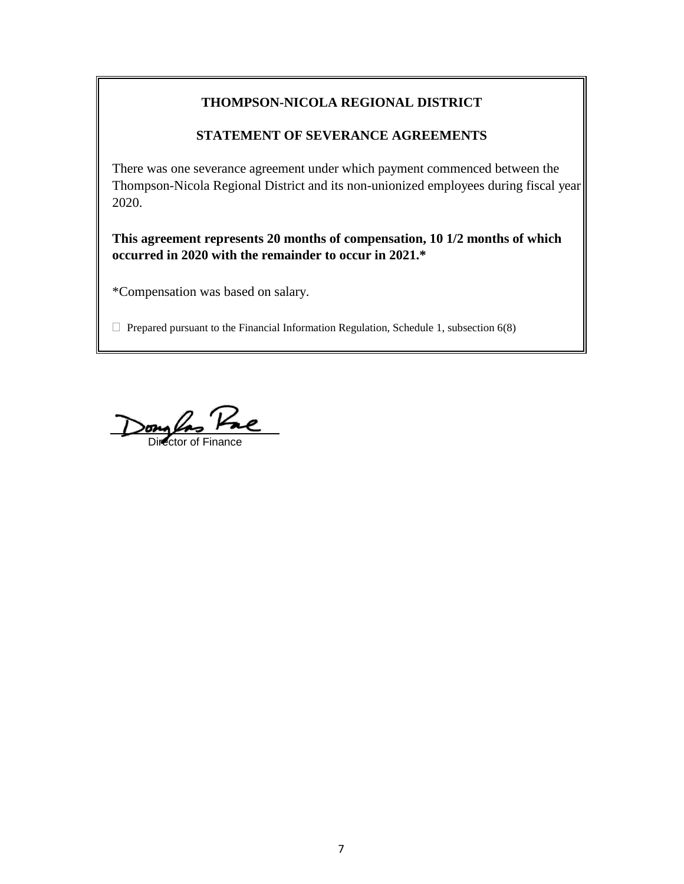**THOMPSON-NICOLA REGIONAL DISTRICT**

**STATEMENT OF SEVERANCE AGREEMENTS**

There was one severance agreement under which payment commenced between the Thompson-Nicola Regional District and its non-unionized employees during fiscal year 2020.

**This agreement represents 20 months of compensation, 10 1/2 months of which occurred in 2020 with the remainder to occur in 2021.***

*Compensation was based on salary.

Prepared pursuant to the Financial Information Regulation, Schedule 1, subsection 6(8)

Douglas Rae

Director of Finance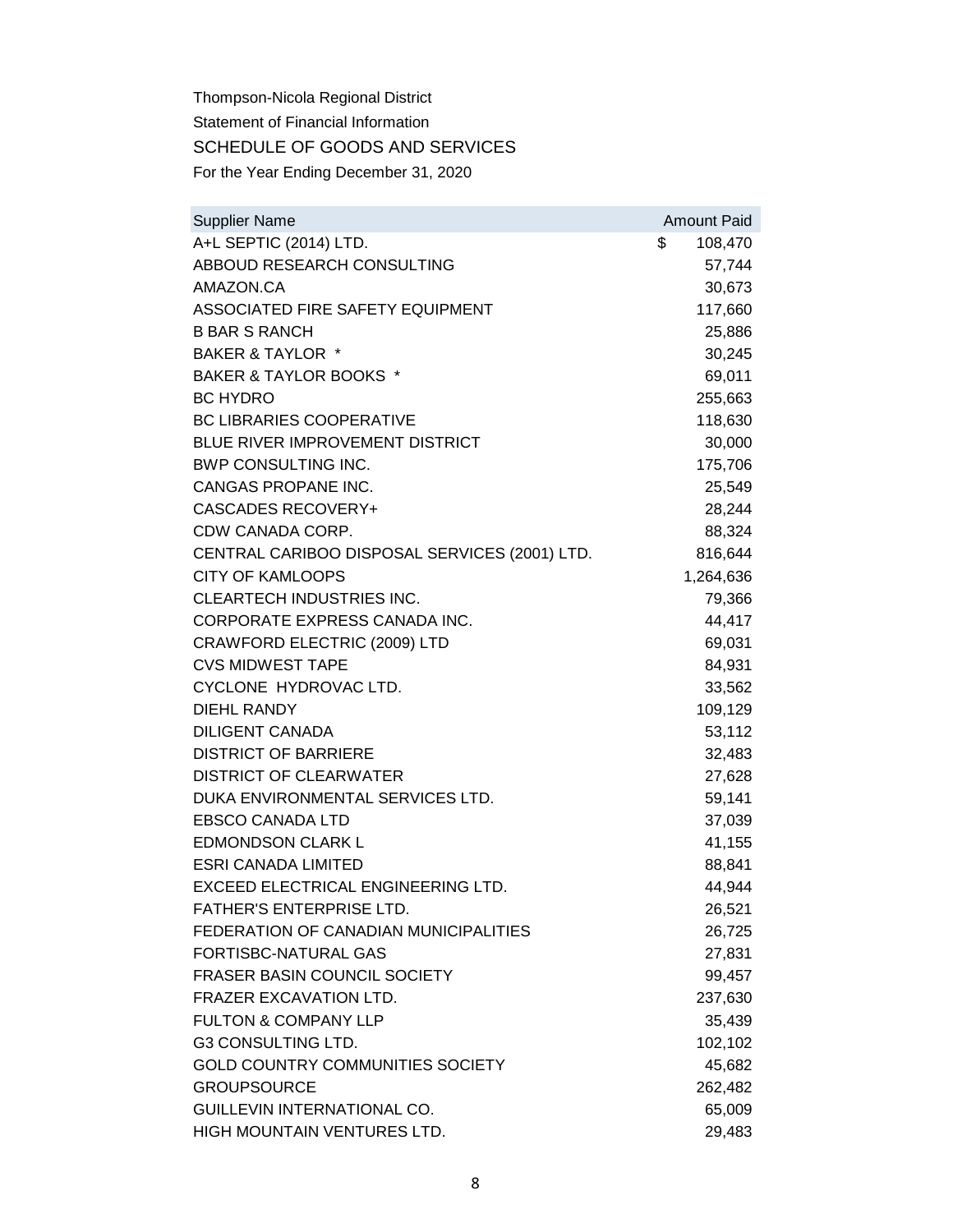Thompson-Nicola Regional District

Statement of Financial Information

## SCHEDULE OF GOODS AND SERVICES

For the Year Ending December 31, 2020

| Supplier Name | Amount Paid |
|---|---|
| A+L SEPTIC (2014) LTD. | $ 108,470 |
| ABBOUD RESEARCH CONSULTING | 57,744 |
| AMAZON.CA | 30,673 |
| ASSOCIATED FIRE SAFETY EQUIPMENT | 117,660 |
| B BAR S RANCH | 25,886 |
| BAKER & TAYLOR * | 30,245 |
| BAKER & TAYLOR BOOKS * | 69,011 |
| BC HYDRO | 255,663 |
| BC LIBRARIES COOPERATIVE | 118,630 |
| BLUE RIVER IMPROVEMENT DISTRICT | 30,000 |
| BWP CONSULTING INC. | 175,706 |
| CANGAS PROPANE INC. | 25,549 |
| CASCADES RECOVERY+ | 28,244 |
| CDW CANADA CORP. | 88,324 |
| CENTRAL CARIBOO DISPOSAL SERVICES (2001) LTD. | 816,644 |
| CITY OF KAMLOOPS | 1,264,636 |
| CLEARTECH INDUSTRIES INC. | 79,366 |
| CORPORATE EXPRESS CANADA INC. | 44,417 |
| CRAWFORD ELECTRIC (2009) LTD | 69,031 |
| CVS MIDWEST TAPE | 84,931 |
| CYCLONE HYDROVAC LTD. | 33,562 |
| DIEHL RANDY | 109,129 |
| DILIGENT CANADA | 53,112 |
| DISTRICT OF BARRIERE | 32,483 |
| DISTRICT OF CLEARWATER | 27,628 |
| DUKA ENVIRONMENTAL SERVICES LTD. | 59,141 |
| EBSCO CANADA LTD | 37,039 |
| EDMONDSON CLARK L | 41,155 |
| ESRI CANADA LIMITED | 88,841 |
| EXCEED ELECTRICAL ENGINEERING LTD. | 44,944 |
| FATHER'S ENTERPRISE LTD. | 26,521 |
| FEDERATION OF CANADIAN MUNICIPALITIES | 26,725 |
| FORTISBC-NATURAL GAS | 27,831 |
| FRASER BASIN COUNCIL SOCIETY | 99,457 |
| FRAZER EXCAVATION LTD. | 237,630 |
| FULTON & COMPANY LLP | 35,439 |
| G3 CONSULTING LTD. | 102,102 |
| GOLD COUNTRY COMMUNITIES SOCIETY | 45,682 |
| GROUPSOURCE | 262,482 |
| GUILLEVIN INTERNATIONAL CO. | 65,009 |
| HIGH MOUNTAIN VENTURES LTD. | 29,483 |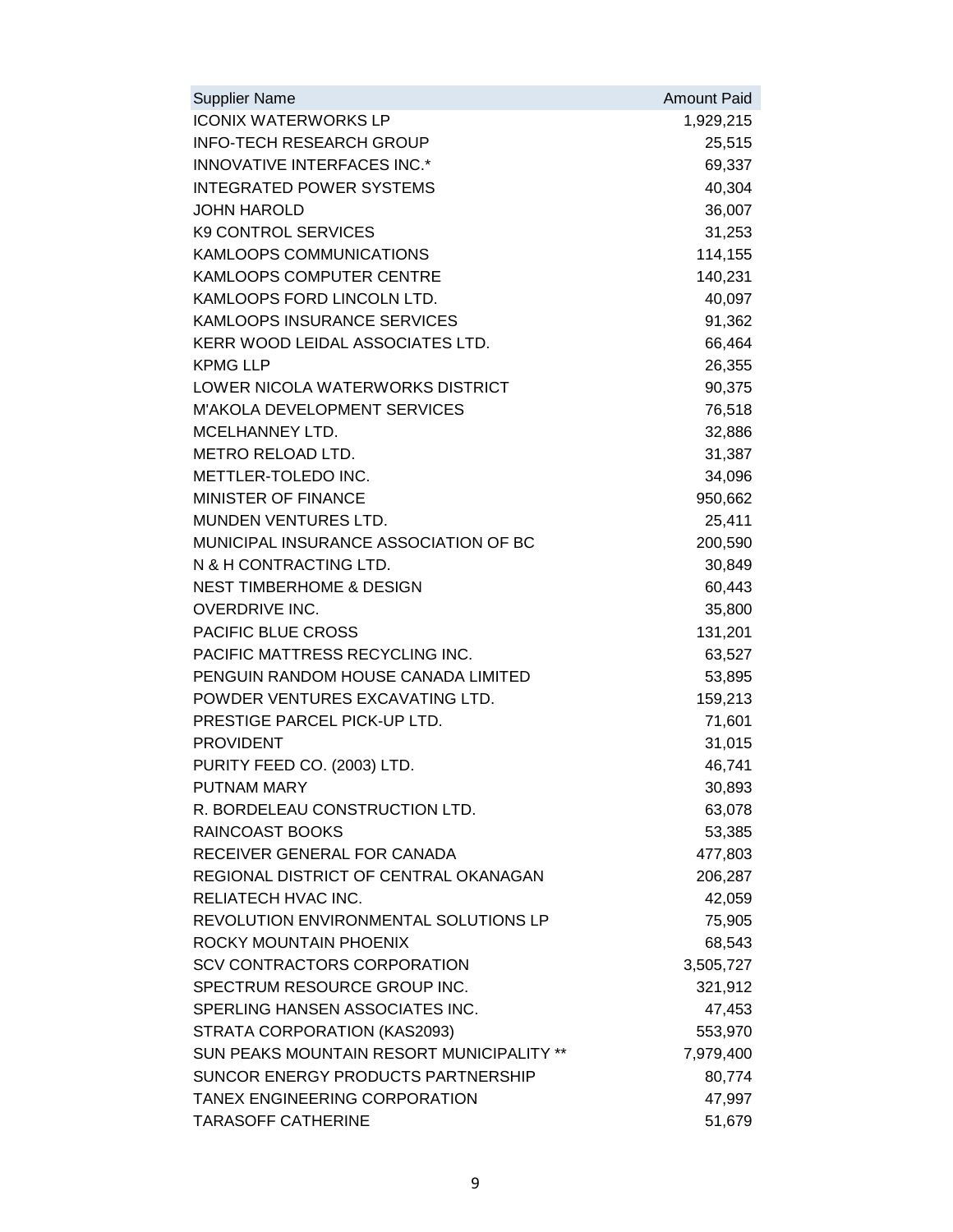| Supplier Name | Amount Paid |
| --- | --- |
| ICONIX WATERWORKS LP | 1,929,215 |
| INFO-TECH RESEARCH GROUP | 25,515 |
| INNOVATIVE INTERFACES INC.* | 69,337 |
| INTEGRATED POWER SYSTEMS | 40,304 |
| JOHN HAROLD | 36,007 |
| K9 CONTROL SERVICES | 31,253 |
| KAMLOOPS COMMUNICATIONS | 114,155 |
| KAMLOOPS COMPUTER CENTRE | 140,231 |
| KAMLOOPS FORD LINCOLN LTD. | 40,097 |
| KAMLOOPS INSURANCE SERVICES | 91,362 |
| KERR WOOD LEIDAL ASSOCIATES LTD. | 66,464 |
| KPMG LLP | 26,355 |
| LOWER NICOLA WATERWORKS DISTRICT | 90,375 |
| M'AKOLA DEVELOPMENT SERVICES | 76,518 |
| MCELHANNEY LTD. | 32,886 |
| METRO RELOAD LTD. | 31,387 |
| METTLER-TOLEDO INC. | 34,096 |
| MINISTER OF FINANCE | 950,662 |
| MUNDEN VENTURES LTD. | 25,411 |
| MUNICIPAL INSURANCE ASSOCIATION OF BC | 200,590 |
| N & H CONTRACTING LTD. | 30,849 |
| NEST TIMBERHOME & DESIGN | 60,443 |
| OVERDRIVE INC. | 35,800 |
| PACIFIC BLUE CROSS | 131,201 |
| PACIFIC MATTRESS RECYCLING INC. | 63,527 |
| PENGUIN RANDOM HOUSE CANADA LIMITED | 53,895 |
| POWDER VENTURES EXCAVATING LTD. | 159,213 |
| PRESTIGE PARCEL PICK-UP LTD. | 71,601 |
| PROVIDENT | 31,015 |
| PURITY FEED CO. (2003) LTD. | 46,741 |
| PUTNAM MARY | 30,893 |
| R. BORDELEAU CONSTRUCTION LTD. | 63,078 |
| RAINCOAST BOOKS | 53,385 |
| RECEIVER GENERAL FOR CANADA | 477,803 |
| REGIONAL DISTRICT OF CENTRAL OKANAGAN | 206,287 |
| RELIATECH HVAC INC. | 42,059 |
| REVOLUTION ENVIRONMENTAL SOLUTIONS LP | 75,905 |
| ROCKY MOUNTAIN PHOENIX | 68,543 |
| SCV CONTRACTORS CORPORATION | 3,505,727 |
| SPECTRUM RESOURCE GROUP INC. | 321,912 |
| SPERLING HANSEN ASSOCIATES INC. | 47,453 |
| STRATA CORPORATION (KAS2093) | 553,970 |
| SUN PEAKS MOUNTAIN RESORT MUNICIPALITY ** | 7,979,400 |
| SUNCOR ENERGY PRODUCTS PARTNERSHIP | 80,774 |
| TANEX ENGINEERING CORPORATION | 47,997 |
| TARASOFF CATHERINE | 51,679 |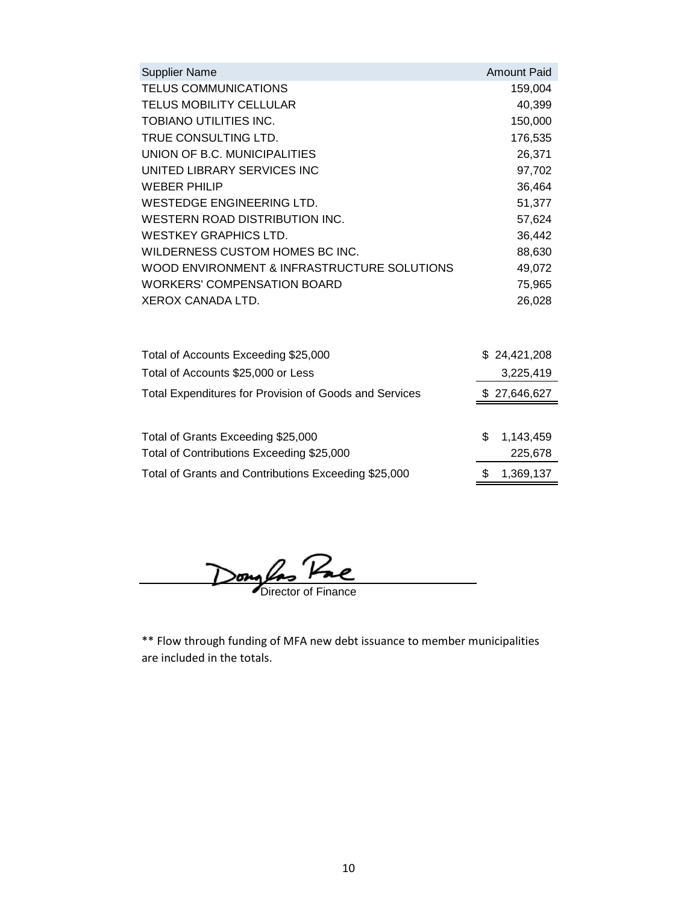| Supplier Name | Amount Paid |
| --- | --- |
| TELUS COMMUNICATIONS | 159,004 |
| TELUS MOBILITY CELLULAR | 40,399 |
| TOBIANO UTILITIES INC. | 150,000 |
| TRUE CONSULTING LTD. | 176,535 |
| UNION OF B.C. MUNICIPALITIES | 26,371 |
| UNITED LIBRARY SERVICES INC | 97,702 |
| WEBER PHILIP | 36,464 |
| WESTEDGE ENGINEERING LTD. | 51,377 |
| WESTERN ROAD DISTRIBUTION INC. | 57,624 |
| WESTKEY GRAPHICS LTD. | 36,442 |
| WILDERNESS CUSTOM HOMES BC INC. | 88,630 |
| WOOD ENVIRONMENT & INFRASTRUCTURE SOLUTIONS | 49,072 |
| WORKERS' COMPENSATION BOARD | 75,965 |
| XEROX CANADA LTD. | 26,028 |

| | |
| --- | --- |
| Total of Accounts Exceeding $25,000 | $ 24,421,208 |
| Total of Accounts $25,000 or Less | 3,225,419 |
| Total Expenditures for Provision of Goods and Services | $ 27,646,627 |

| | |
| --- | --- |
| Total of Grants Exceeding $25,000 | $ 1,143,459 |
| Total of Contributions Exceeding $25,000 | 225,678 |
| Total of Grants and Contributions Exceeding $25,000 | $ 1,369,137 |

Douglas Rae

Director of Finance

** Flow through funding of MFA new debt issuance to member municipalities are included in the totals.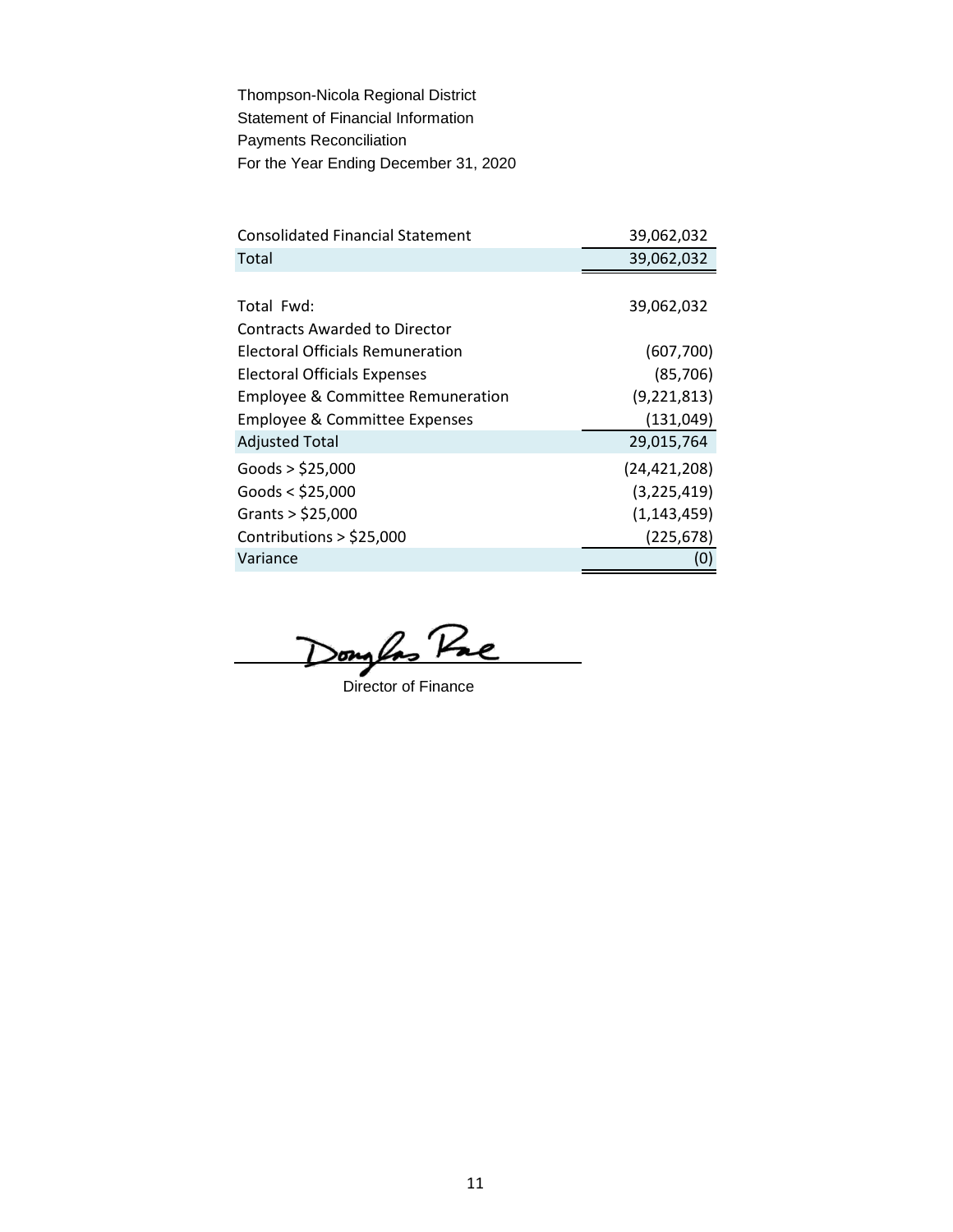Thompson-Nicola Regional District

Statement of Financial Information

Payments Reconciliation

For the Year Ending December 31, 2020

| | |
|---|---:|
| Consolidated Financial Statement | 39,062,032 |
| Total | 39,062,032 |
| | |
| Total Fwd: | 39,062,032 |
| Contracts Awarded to Director | |
| Electoral Officials Remuneration | (607,700) |
| Electoral Officials Expenses | (85,706) |
| Employee & Committee Remuneration | (9,221,813) |
| Employee & Committee Expenses | (131,049) |
| Adjusted Total | 29,015,764 |
| Goods > $25,000 | (24,421,208) |
| Goods < $25,000 | (3,225,419) |
| Grants > $25,000 | (1,143,459) |
| Contributions > $25,000 | (225,678) |
| Variance | (0) |

Douglas Rae

Director of Finance